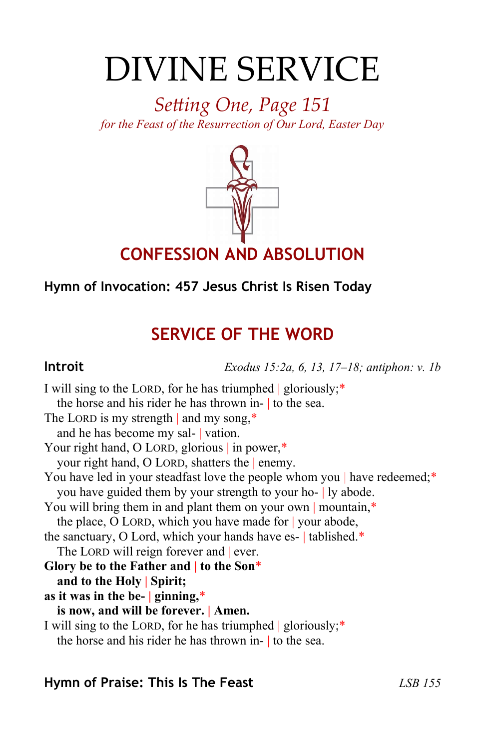# DIVINE SERVICE

*Setting One, Page 151*

*for the Feast of the Resurrection of Our Lord, Easter Day*

## CONFESSION AND ABSOLUTION

**Hymn of Invocation: 457 Jesus Christ Is Risen Today**

## SERVICE OF THE WORD

**Introit** *Exodus 15:2a, 6, 13, 17–18; antiphon: v. 1b*

I will sing to the LORD, for he has triumphed | gloriously;*
the horse and his rider he has thrown in- | to the sea.
The LORD is my strength | and my song,*
and he has become my sal- | vation.
Your right hand, O LORD, glorious | in power,*
your right hand, O LORD, shatters the | enemy.
You have led in your steadfast love the people whom you | have redeemed;*
you have guided them by your strength to your ho- | ly abode.
You will bring them in and plant them on your own | mountain,*
the place, O LORD, which you have made for | your abode,
the sanctuary, O Lord, which your hands have es- | tablished.*
The LORD will reign forever and | ever.
**Glory be to the Father and | to the Son***
**and to the Holy | Spirit;**
**as it was in the be- | ginning,***
**is now, and will be forever. | Amen.**
I will sing to the LORD, for he has triumphed | gloriously;*
the horse and his rider he has thrown in- | to the sea.

**Hymn of Praise: This Is The Feast** *LSB 155*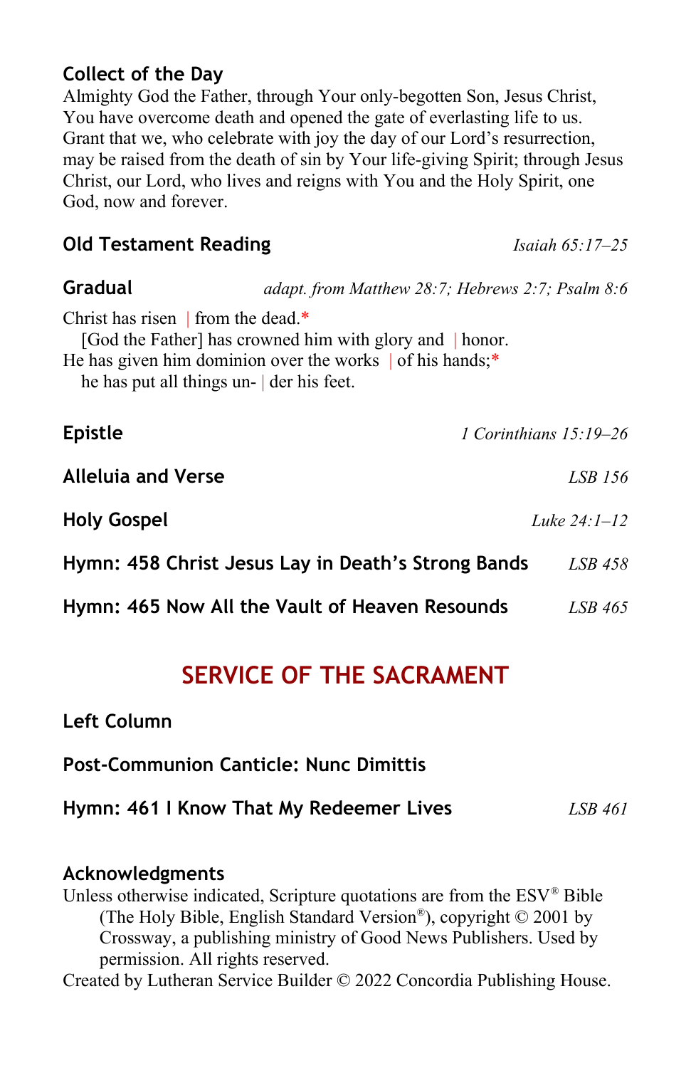### Collect of the Day

Almighty God the Father, through Your only-begotten Son, Jesus Christ, You have overcome death and opened the gate of everlasting life to us. Grant that we, who celebrate with joy the day of our Lord's resurrection, may be raised from the death of sin by Your life-giving Spirit; through Jesus Christ, our Lord, who lives and reigns with You and the Holy Spirit, one God, now and forever.

### Old Testament Reading *Isaiah 65:17–25*

### Gradual *adapt. from Matthew 28:7; Hebrews 2:7; Psalm 8:6*

Christ has risen | from the dead.*  
[God the Father] has crowned him with glory and | honor.  
He has given him dominion over the works | of his hands;*  
he has put all things un- | der his feet.

### Epistle *1 Corinthians 15:19–26*

### Alleluia and Verse *LSB 156*

### Holy Gospel *Luke 24:1–12*

### Hymn: 458 Christ Jesus Lay in Death's Strong Bands *LSB 458*

### Hymn: 465 Now All the Vault of Heaven Resounds *LSB 465*

## SERVICE OF THE SACRAMENT

### Left Column

### Post-Communion Canticle: Nunc Dimittis

### Hymn: 461 I Know That My Redeemer Lives *LSB 461*

### Acknowledgments

Unless otherwise indicated, Scripture quotations are from the ESV® Bible (The Holy Bible, English Standard Version®), copyright © 2001 by Crossway, a publishing ministry of Good News Publishers. Used by permission. All rights reserved.

Created by Lutheran Service Builder © 2022 Concordia Publishing House.